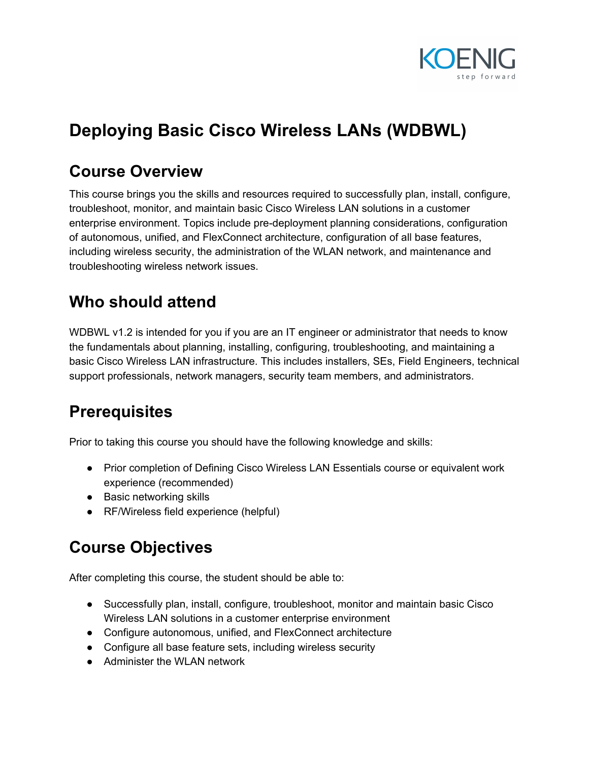# Deploying Basic Cisco Wireless LANs (WDBWL)

## Course Overview

This course brings you the skills and resources required to successfully plan, install, configure, troubleshoot, monitor, and maintain basic Cisco Wireless LAN solutions in a customer enterprise environment. Topics include pre-deployment planning considerations, configuration of autonomous, unified, and FlexConnect architecture, configuration of all base features, including wireless security, the administration of the WLAN network, and maintenance and troubleshooting wireless network issues.

## Who should attend

WDBWL v1.2 is intended for you if you are an IT engineer or administrator that needs to know the fundamentals about planning, installing, configuring, troubleshooting, and maintaining a basic Cisco Wireless LAN infrastructure. This includes installers, SEs, Field Engineers, technical support professionals, network managers, security team members, and administrators.

## Prerequisites

Prior to taking this course you should have the following knowledge and skills:

- Prior completion of Defining Cisco Wireless LAN Essentials course or equivalent work experience (recommended)
- Basic networking skills
- RF/Wireless field experience (helpful)

## Course Objectives

After completing this course, the student should be able to:

- Successfully plan, install, configure, troubleshoot, monitor and maintain basic Cisco Wireless LAN solutions in a customer enterprise environment
- Configure autonomous, unified, and FlexConnect architecture
- Configure all base feature sets, including wireless security
- Administer the WLAN network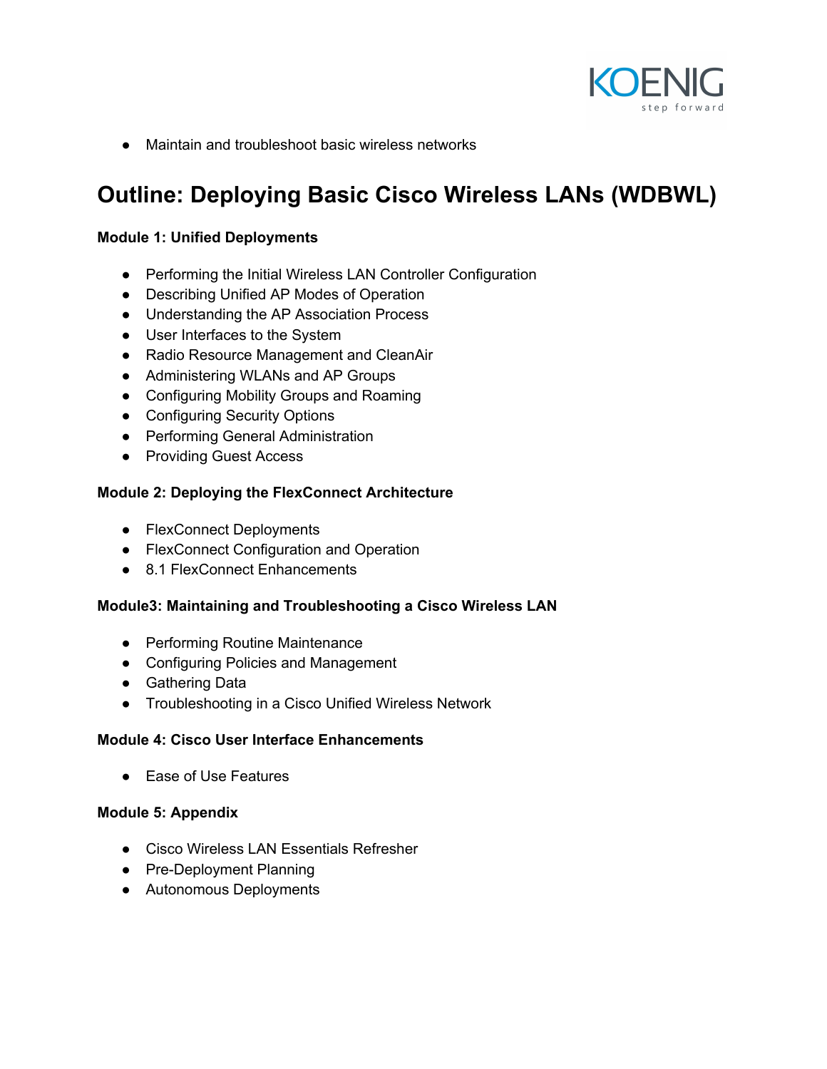- Maintain and troubleshoot basic wireless networks

# Outline: Deploying Basic Cisco Wireless LANs (WDBWL)

**Module 1: Unified Deployments**

- Performing the Initial Wireless LAN Controller Configuration
- Describing Unified AP Modes of Operation
- Understanding the AP Association Process
- User Interfaces to the System
- Radio Resource Management and CleanAir
- Administering WLANs and AP Groups
- Configuring Mobility Groups and Roaming
- Configuring Security Options
- Performing General Administration
- Providing Guest Access

**Module 2: Deploying the FlexConnect Architecture**

- FlexConnect Deployments
- FlexConnect Configuration and Operation
- 8.1 FlexConnect Enhancements

**Module3: Maintaining and Troubleshooting a Cisco Wireless LAN**

- Performing Routine Maintenance
- Configuring Policies and Management
- Gathering Data
- Troubleshooting in a Cisco Unified Wireless Network

**Module 4: Cisco User Interface Enhancements**

- Ease of Use Features

**Module 5: Appendix**

- Cisco Wireless LAN Essentials Refresher
- Pre-Deployment Planning
- Autonomous Deployments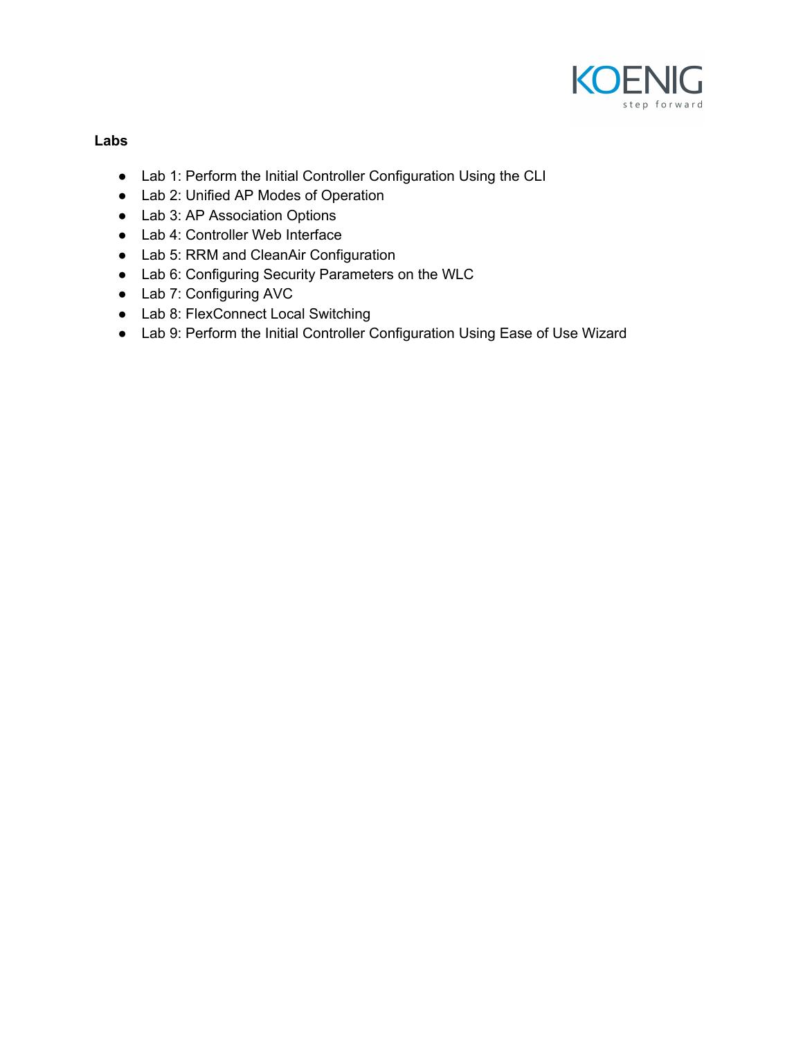**Labs**

- Lab 1: Perform the Initial Controller Configuration Using the CLI
- Lab 2: Unified AP Modes of Operation
- Lab 3: AP Association Options
- Lab 4: Controller Web Interface
- Lab 5: RRM and CleanAir Configuration
- Lab 6: Configuring Security Parameters on the WLC
- Lab 7: Configuring AVC
- Lab 8: FlexConnect Local Switching
- Lab 9: Perform the Initial Controller Configuration Using Ease of Use Wizard